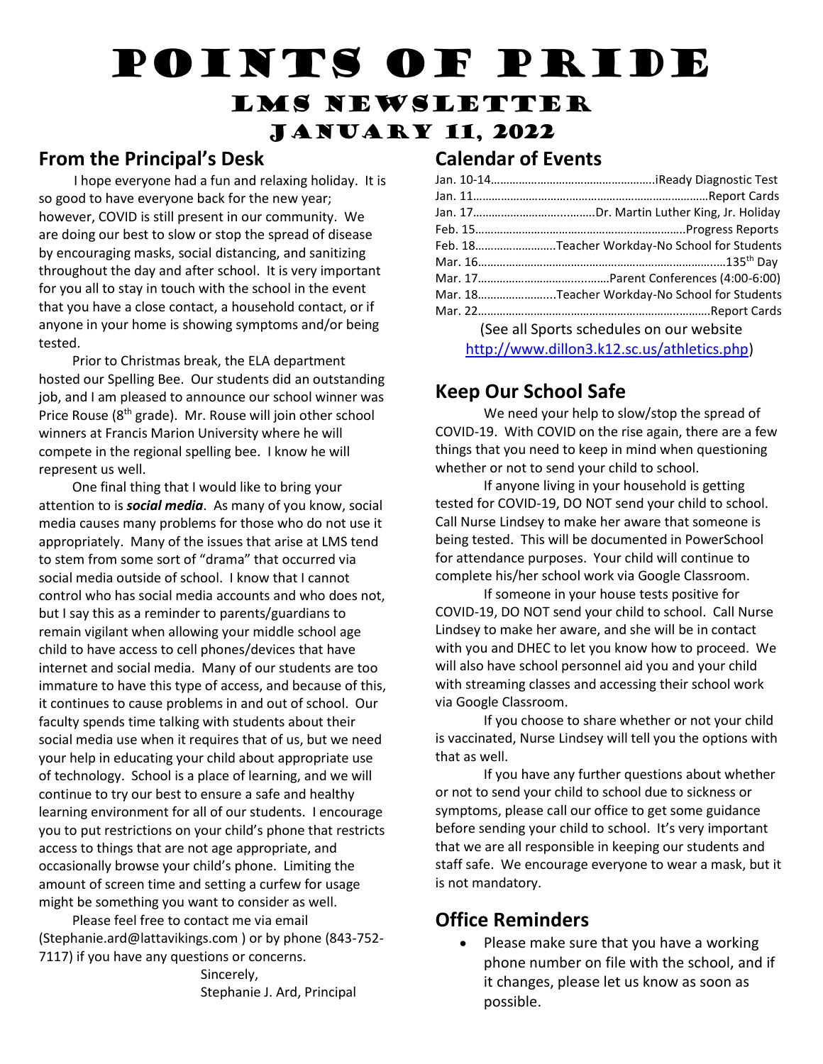# Points of Pride
## LMS Newsletter
### January 11, 2022

## From the Principal's Desk

I hope everyone had a fun and relaxing holiday. It is so good to have everyone back for the new year; however, COVID is still present in our community. We are doing our best to slow or stop the spread of disease by encouraging masks, social distancing, and sanitizing throughout the day and after school. It is very important for you all to stay in touch with the school in the event that you have a close contact, a household contact, or if anyone in your home is showing symptoms and/or being tested.

Prior to Christmas break, the ELA department hosted our Spelling Bee. Our students did an outstanding job, and I am pleased to announce our school winner was Price Rouse (8th grade). Mr. Rouse will join other school winners at Francis Marion University where he will compete in the regional spelling bee. I know he will represent us well.

One final thing that I would like to bring your attention to is ***social media***. As many of you know, social media causes many problems for those who do not use it appropriately. Many of the issues that arise at LMS tend to stem from some sort of "drama" that occurred via social media outside of school. I know that I cannot control who has social media accounts and who does not, but I say this as a reminder to parents/guardians to remain vigilant when allowing your middle school age child to have access to cell phones/devices that have internet and social media. Many of our students are too immature to have this type of access, and because of this, it continues to cause problems in and out of school. Our faculty spends time talking with students about their social media use when it requires that of us, but we need your help in educating your child about appropriate use of technology. School is a place of learning, and we will continue to try our best to ensure a safe and healthy learning environment for all of our students. I encourage you to put restrictions on your child's phone that restricts access to things that are not age appropriate, and occasionally browse your child's phone. Limiting the amount of screen time and setting a curfew for usage might be something you want to consider as well.

Please feel free to contact me via email (Stephanie.ard@lattavikings.com ) or by phone (843-752-7117) if you have any questions or concerns.

Sincerely,
Stephanie J. Ard, Principal

## Calendar of Events

Jan. 10-14……………………………………………..iReady Diagnostic Test
Jan. 11………………………………………………………………Report Cards
Jan. 17………………………..……..Dr. Martin Luther King, Jr. Holiday
Feb. 15…………………………………………………………..Progress Reports
Feb. 18……………………..Teacher Workday-No School for Students
Mar. 16……………………………………………………………………..135th Day
Mar. 17……………………………..……Parent Conferences (4:00-6:00)
Mar. 18…………………...Teacher Workday-No School for Students
Mar. 22……………………………………………………….……….Report Cards

(See all Sports schedules on our website http://www.dillon3.k12.sc.us/athletics.php)

## Keep Our School Safe

We need your help to slow/stop the spread of COVID-19. With COVID on the rise again, there are a few things that you need to keep in mind when questioning whether or not to send your child to school.

If anyone living in your household is getting tested for COVID-19, DO NOT send your child to school. Call Nurse Lindsey to make her aware that someone is being tested. This will be documented in PowerSchool for attendance purposes. Your child will continue to complete his/her school work via Google Classroom.

If someone in your house tests positive for COVID-19, DO NOT send your child to school. Call Nurse Lindsey to make her aware, and she will be in contact with you and DHEC to let you know how to proceed. We will also have school personnel aid you and your child with streaming classes and accessing their school work via Google Classroom.

If you choose to share whether or not your child is vaccinated, Nurse Lindsey will tell you the options with that as well.

If you have any further questions about whether or not to send your child to school due to sickness or symptoms, please call our office to get some guidance before sending your child to school. It's very important that we are all responsible in keeping our students and staff safe. We encourage everyone to wear a mask, but it is not mandatory.

## Office Reminders

- Please make sure that you have a working phone number on file with the school, and if it changes, please let us know as soon as possible.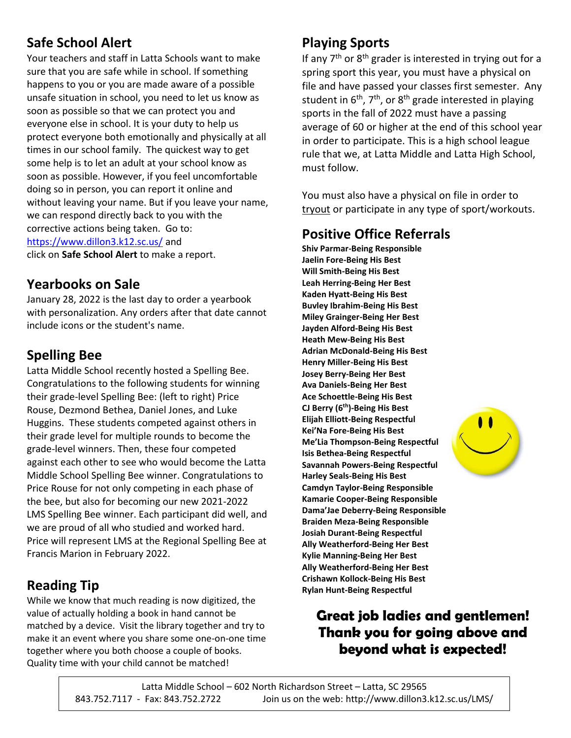## Safe School Alert

Your teachers and staff in Latta Schools want to make sure that you are safe while in school. If something happens to you or you are made aware of a possible unsafe situation in school, you need to let us know as soon as possible so that we can protect you and everyone else in school. It is your duty to help us protect everyone both emotionally and physically at all times in our school family. The quickest way to get some help is to let an adult at your school know as soon as possible. However, if you feel uncomfortable doing so in person, you can report it online and without leaving your name. But if you leave your name, we can respond directly back to you with the corrective actions being taken. Go to: https://www.dillon3.k12.sc.us/ and click on **Safe School Alert** to make a report.

## Yearbooks on Sale

January 28, 2022 is the last day to order a yearbook with personalization. Any orders after that date cannot include icons or the student's name.

## Spelling Bee

Latta Middle School recently hosted a Spelling Bee. Congratulations to the following students for winning their grade-level Spelling Bee: (left to right) Price Rouse, Dezmond Bethea, Daniel Jones, and Luke Huggins. These students competed against others in their grade level for multiple rounds to become the grade-level winners. Then, these four competed against each other to see who would become the Latta Middle School Spelling Bee winner. Congratulations to Price Rouse for not only competing in each phase of the bee, but also for becoming our new 2021-2022 LMS Spelling Bee winner. Each participant did well, and we are proud of all who studied and worked hard. Price will represent LMS at the Regional Spelling Bee at Francis Marion in February 2022.

## Reading Tip

While we know that much reading is now digitized, the value of actually holding a book in hand cannot be matched by a device. Visit the library together and try to make it an event where you share some one-on-one time together where you both choose a couple of books. Quality time with your child cannot be matched!

## Playing Sports

If any 7th or 8th grader is interested in trying out for a spring sport this year, you must have a physical on file and have passed your classes first semester. Any student in 6th, 7th, or 8th grade interested in playing sports in the fall of 2022 must have a passing average of 60 or higher at the end of this school year in order to participate. This is a high school league rule that we, at Latta Middle and Latta High School, must follow.

You must also have a physical on file in order to tryout or participate in any type of sport/workouts.

## Positive Office Referrals

**Shiv Parmar-Being Responsible**
**Jaelin Fore-Being His Best**
**Will Smith-Being His Best**
**Leah Herring-Being Her Best**
**Kaden Hyatt-Being His Best**
**Buvley Ibrahim-Being His Best**
**Miley Grainger-Being Her Best**
**Jayden Alford-Being His Best**
**Heath Mew-Being His Best**
**Adrian McDonald-Being His Best**
**Henry Miller-Being His Best**
**Josey Berry-Being Her Best**
**Ava Daniels-Being Her Best**
**Ace Schoettle-Being His Best**
**CJ Berry (6th)-Being His Best**
**Elijah Elliott-Being Respectful**
**Kei'Na Fore-Being His Best**
**Me'Lia Thompson-Being Respectful**
**Isis Bethea-Being Respectful**
**Savannah Powers-Being Respectful**
**Harley Seals-Being His Best**
**Camdyn Taylor-Being Responsible**
**Kamarie Cooper-Being Responsible**
**Dama'Jae Deberry-Being Responsible**
**Braiden Meza-Being Responsible**
**Josiah Durant-Being Respectful**
**Ally Weatherford-Being Her Best**
**Kylie Manning-Being Her Best**
**Ally Weatherford-Being Her Best**
**Crishawn Kollock-Being His Best**
**Rylan Hunt-Being Respectful**

**Great job ladies and gentlemen! Thank you for going above and beyond what is expected!**

Latta Middle School – 602 North Richardson Street – Latta, SC 29565
843.752.7117 - Fax: 843.752.2722 Join us on the web: http://www.dillon3.k12.sc.us/LMS/